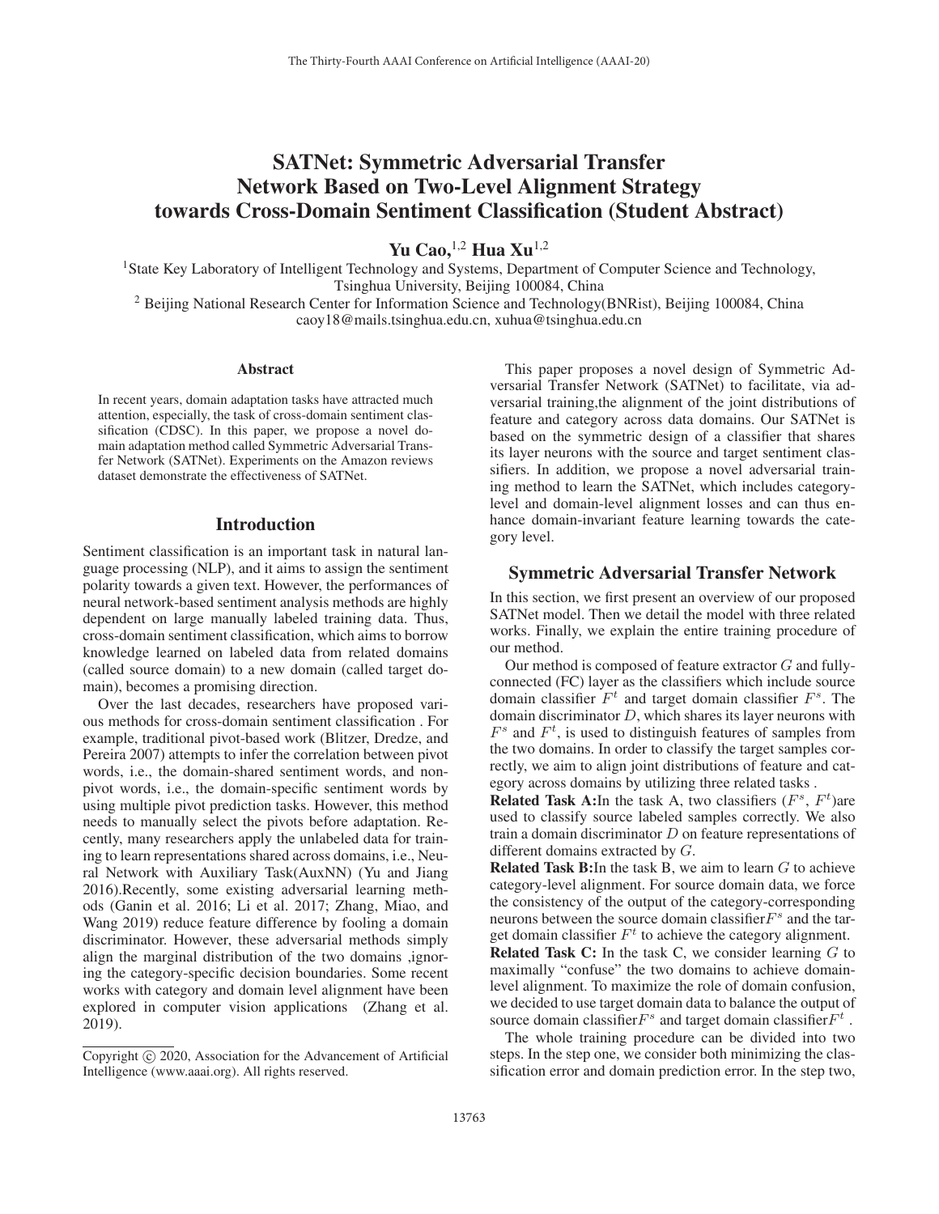# SATNet: Symmetric Adversarial Transfer Network Based on Two-Level Alignment Strategy towards Cross-Domain Sentiment Classification (Student Abstract)

**Yu Cao,[1,2] Hua Xu[1,2]**

[1]State Key Laboratory of Intelligent Technology and Systems, Department of Computer Science and Technology, Tsinghua University, Beijing 100084, China

[2] Beijing National Research Center for Information Science and Technology(BNRist), Beijing 100084, China

caoy18@mails.tsinghua.edu.cn, xuhua@tsinghua.edu.cn

### Abstract

In recent years, domain adaptation tasks have attracted much attention, especially, the task of cross-domain sentiment classification (CDSC). In this paper, we propose a novel domain adaptation method called Symmetric Adversarial Transfer Network (SATNet). Experiments on the Amazon reviews dataset demonstrate the effectiveness of SATNet.

## Introduction

Sentiment classification is an important task in natural language processing (NLP), and it aims to assign the sentiment polarity towards a given text. However, the performances of neural network-based sentiment analysis methods are highly dependent on large manually labeled training data. Thus, cross-domain sentiment classification, which aims to borrow knowledge learned on labeled data from related domains (called source domain) to a new domain (called target domain), becomes a promising direction.

Over the last decades, researchers have proposed various methods for cross-domain sentiment classification . For example, traditional pivot-based work (Blitzer, Dredze, and Pereira 2007) attempts to infer the correlation between pivot words, i.e., the domain-shared sentiment words, and non-pivot words, i.e., the domain-specific sentiment words by using multiple pivot prediction tasks. However, this method needs to manually select the pivots before adaptation. Recently, many researchers apply the unlabeled data for training to learn representations shared across domains, i.e., Neural Network with Auxiliary Task(AuxNN) (Yu and Jiang 2016).Recently, some existing adversarial learning methods (Ganin et al. 2016; Li et al. 2017; Zhang, Miao, and Wang 2019) reduce feature difference by fooling a domain discriminator. However, these adversarial methods simply align the marginal distribution of the two domains ,ignoring the category-specific decision boundaries. Some recent works with category and domain level alignment have been explored in computer vision applications (Zhang et al. 2019).

This paper proposes a novel design of Symmetric Adversarial Transfer Network (SATNet) to facilitate, via adversarial training,the alignment of the joint distributions of feature and category across data domains. Our SATNet is based on the symmetric design of a classifier that shares its layer neurons with the source and target sentiment classifiers. In addition, we propose a novel adversarial training method to learn the SATNet, which includes category-level and domain-level alignment losses and can thus enhance domain-invariant feature learning towards the category level.

## Symmetric Adversarial Transfer Network

In this section, we first present an overview of our proposed SATNet model. Then we detail the model with three related works. Finally, we explain the entire training procedure of our method.

Our method is composed of feature extractor $G$ and fully-connected (FC) layer as the classifiers which include source domain classifier $F^t$ and target domain classifier $F^s$. The domain discriminator $D$, which shares its layer neurons with $F^s$ and $F^t$, is used to distinguish features of samples from the two domains. In order to classify the target samples correctly, we aim to align joint distributions of feature and category across domains by utilizing three related tasks .

**Related Task A:**In the task A, two classifiers ($F^s$, $F^t$)are used to classify source labeled samples correctly. We also train a domain discriminator $D$ on feature representations of different domains extracted by $G$.

**Related Task B:**In the task B, we aim to learn $G$ to achieve category-level alignment. For source domain data, we force the consistency of the output of the category-corresponding neurons between the source domain classifier$F^s$ and the target domain classifier $F^t$ to achieve the category alignment.

**Related Task C:** In the task C, we consider learning $G$ to maximally "confuse" the two domains to achieve domain-level alignment. To maximize the role of domain confusion, we decided to use target domain data to balance the output of source domain classifier$F^s$ and target domain classifier$F^t$ .

The whole training procedure can be divided into two steps. In the step one, we consider both minimizing the classification error and domain prediction error. In the step two,

Copyright © 2020, Association for the Advancement of Artificial Intelligence (www.aaai.org). All rights reserved.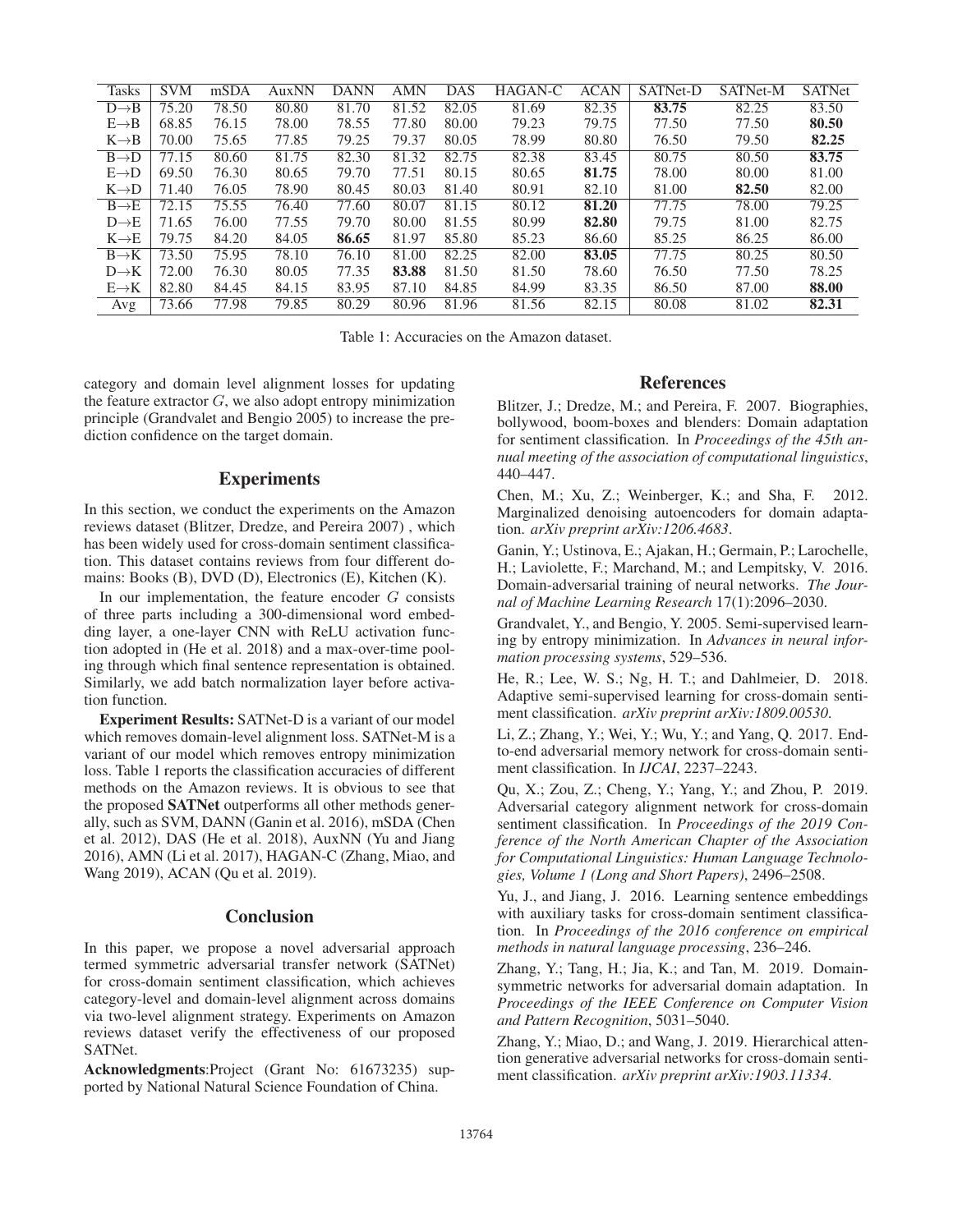| Tasks | SVM | mSDA | AuxNN | DANN | AMN | DAS | HAGAN-C | ACAN | SATNet-D | SATNet-M | SATNet |
|---|---|---|---|---|---|---|---|---|---|---|---|
| D→B | 75.20 | 78.50 | 80.80 | 81.70 | 81.52 | 82.05 | 81.69 | 82.35 | **83.75** | 82.25 | 83.50 |
| E→B | 68.85 | 76.15 | 78.00 | 78.55 | 77.80 | 80.00 | 79.23 | 79.75 | 77.50 | 77.50 | **80.50** |
| K→B | 70.00 | 75.65 | 77.85 | 79.25 | 79.37 | 80.05 | 78.99 | 80.80 | 76.50 | 79.50 | **82.25** |
| B→D | 77.15 | 80.60 | 81.75 | 82.30 | 81.32 | 82.75 | 82.38 | 83.45 | 80.75 | 80.50 | **83.75** |
| E→D | 69.50 | 76.30 | 80.65 | 79.70 | 77.51 | 80.15 | 80.65 | **81.75** | 78.00 | 80.00 | 81.00 |
| K→D | 71.40 | 76.05 | 78.90 | 80.45 | 80.03 | 81.40 | 80.91 | 82.10 | 81.00 | **82.50** | 82.00 |
| B→E | 72.15 | 75.55 | 76.40 | 77.60 | 80.07 | 81.15 | 80.12 | **81.20** | 77.75 | 78.00 | 79.25 |
| D→E | 71.65 | 76.00 | 77.55 | 79.70 | 80.00 | 81.55 | 80.99 | **82.80** | 79.75 | 81.00 | 82.75 |
| K→E | 79.75 | 84.20 | 84.05 | **86.65** | 81.97 | 85.80 | 85.23 | 86.60 | 85.25 | 86.25 | 86.00 |
| B→K | 73.50 | 75.95 | 78.10 | 76.10 | 81.00 | 82.25 | 82.00 | **83.05** | 77.75 | 80.25 | 80.50 |
| D→K | 72.00 | 76.30 | 80.05 | 77.35 | **83.88** | 81.50 | 81.50 | 78.60 | 76.50 | 77.50 | 78.25 |
| E→K | 82.80 | 84.45 | 84.15 | 83.95 | 87.10 | 84.85 | 84.99 | 83.35 | 86.50 | 87.00 | **88.00** |
| Avg | 73.66 | 77.98 | 79.85 | 80.29 | 80.96 | 81.96 | 81.56 | 82.15 | 80.08 | 81.02 | **82.31** |

Table 1: Accuracies on the Amazon dataset.

category and domain level alignment losses for updating the feature extractor $G$, we also adopt entropy minimization principle (Grandvalet and Bengio 2005) to increase the prediction confidence on the target domain.

## Experiments

In this section, we conduct the experiments on the Amazon reviews dataset (Blitzer, Dredze, and Pereira 2007) , which has been widely used for cross-domain sentiment classification. This dataset contains reviews from four different domains: Books (B), DVD (D), Electronics (E), Kitchen (K).

In our implementation, the feature encoder $G$ consists of three parts including a 300-dimensional word embedding layer, a one-layer CNN with ReLU activation function adopted in (He et al. 2018) and a max-over-time pooling through which final sentence representation is obtained. Similarly, we add batch normalization layer before activation function.

**Experiment Results:** SATNet-D is a variant of our model which removes domain-level alignment loss. SATNet-M is a variant of our model which removes entropy minimization loss. Table 1 reports the classification accuracies of different methods on the Amazon reviews. It is obvious to see that the proposed **SATNet** outperforms all other methods generally, such as SVM, DANN (Ganin et al. 2016), mSDA (Chen et al. 2012), DAS (He et al. 2018), AuxNN (Yu and Jiang 2016), AMN (Li et al. 2017), HAGAN-C (Zhang, Miao, and Wang 2019), ACAN (Qu et al. 2019).

## Conclusion

In this paper, we propose a novel adversarial approach termed symmetric adversarial transfer network (SATNet) for cross-domain sentiment classification, which achieves category-level and domain-level alignment across domains via two-level alignment strategy. Experiments on Amazon reviews dataset verify the effectiveness of our proposed SATNet.

**Acknowledgments**:Project (Grant No: 61673235) supported by National Natural Science Foundation of China.

## References

Blitzer, J.; Dredze, M.; and Pereira, F. 2007. Biographies, bollywood, boom-boxes and blenders: Domain adaptation for sentiment classification. In *Proceedings of the 45th annual meeting of the association of computational linguistics*, 440–447.

Chen, M.; Xu, Z.; Weinberger, K.; and Sha, F. 2012. Marginalized denoising autoencoders for domain adaptation. *arXiv preprint arXiv:1206.4683*.

Ganin, Y.; Ustinova, E.; Ajakan, H.; Germain, P.; Larochelle, H.; Laviolette, F.; Marchand, M.; and Lempitsky, V. 2016. Domain-adversarial training of neural networks. *The Journal of Machine Learning Research* 17(1):2096–2030.

Grandvalet, Y., and Bengio, Y. 2005. Semi-supervised learning by entropy minimization. In *Advances in neural information processing systems*, 529–536.

He, R.; Lee, W. S.; Ng, H. T.; and Dahlmeier, D. 2018. Adaptive semi-supervised learning for cross-domain sentiment classification. *arXiv preprint arXiv:1809.00530*.

Li, Z.; Zhang, Y.; Wei, Y.; Wu, Y.; and Yang, Q. 2017. End-to-end adversarial memory network for cross-domain sentiment classification. In *IJCAI*, 2237–2243.

Qu, X.; Zou, Z.; Cheng, Y.; Yang, Y.; and Zhou, P. 2019. Adversarial category alignment network for cross-domain sentiment classification. In *Proceedings of the 2019 Conference of the North American Chapter of the Association for Computational Linguistics: Human Language Technologies, Volume 1 (Long and Short Papers)*, 2496–2508.

Yu, J., and Jiang, J. 2016. Learning sentence embeddings with auxiliary tasks for cross-domain sentiment classification. In *Proceedings of the 2016 conference on empirical methods in natural language processing*, 236–246.

Zhang, Y.; Tang, H.; Jia, K.; and Tan, M. 2019. Domain-symmetric networks for adversarial domain adaptation. In *Proceedings of the IEEE Conference on Computer Vision and Pattern Recognition*, 5031–5040.

Zhang, Y.; Miao, D.; and Wang, J. 2019. Hierarchical attention generative adversarial networks for cross-domain sentiment classification. *arXiv preprint arXiv:1903.11334*.